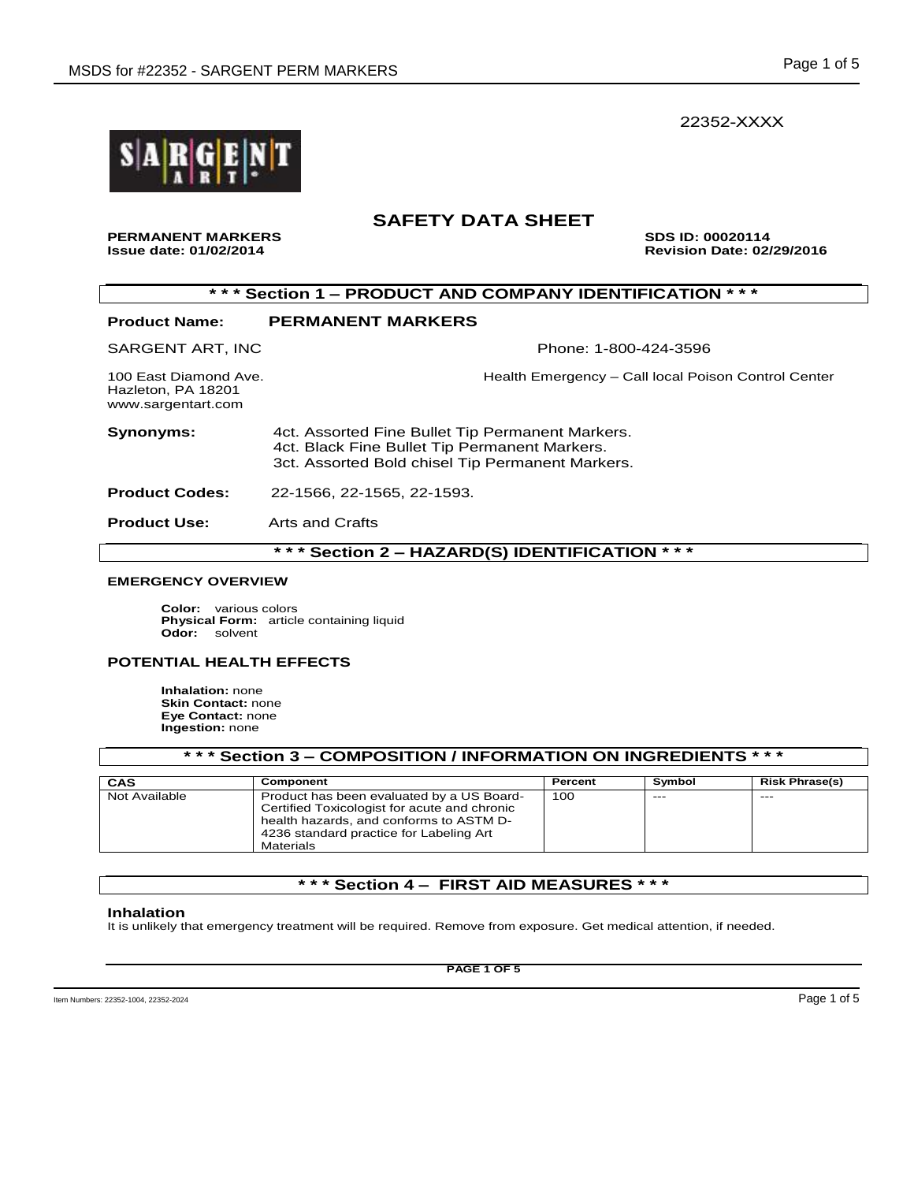22352-XXXX

# SAFETY DATA SHEET

**PERMANENT MARKERS**
**Issue date: 01/02/2014**

**SDS ID: 00020114**
**Revision Date: 02/29/2016**

## * * * Section 1 – PRODUCT AND COMPANY IDENTIFICATION * * *

**Product Name:** **PERMANENT MARKERS**

SARGENT ART, INC
100 East Diamond Ave.
Hazleton, PA 18201
www.sargentart.com

Phone: 1-800-424-3596

Health Emergency – Call local Poison Control Center

**Synonyms:** 4ct. Assorted Fine Bullet Tip Permanent Markers.
4ct. Black Fine Bullet Tip Permanent Markers.
3ct. Assorted Bold chisel Tip Permanent Markers.

**Product Codes:** 22-1566, 22-1565, 22-1593.

**Product Use:** Arts and Crafts

## * * * Section 2 – HAZARD(S) IDENTIFICATION * * *

### EMERGENCY OVERVIEW

**Color:** various colors
**Physical Form:** article containing liquid
**Odor:** solvent

### POTENTIAL HEALTH EFFECTS

**Inhalation:** none
**Skin Contact:** none
**Eye Contact:** none
**Ingestion:** none

## * * * Section 3 – COMPOSITION / INFORMATION ON INGREDIENTS * * *

| CAS | Component | Percent | Symbol | Risk Phrase(s) |
| --- | --- | --- | --- | --- |
| Not Available | Product has been evaluated by a US Board-Certified Toxicologist for acute and chronic health hazards, and conforms to ASTM D-4236 standard practice for Labeling Art Materials | 100 | --- | --- |

## * * * Section 4 – FIRST AID MEASURES * * *

### Inhalation

It is unlikely that emergency treatment will be required. Remove from exposure. Get medical attention, if needed.

Item Numbers: 22352-1004, 22352-2024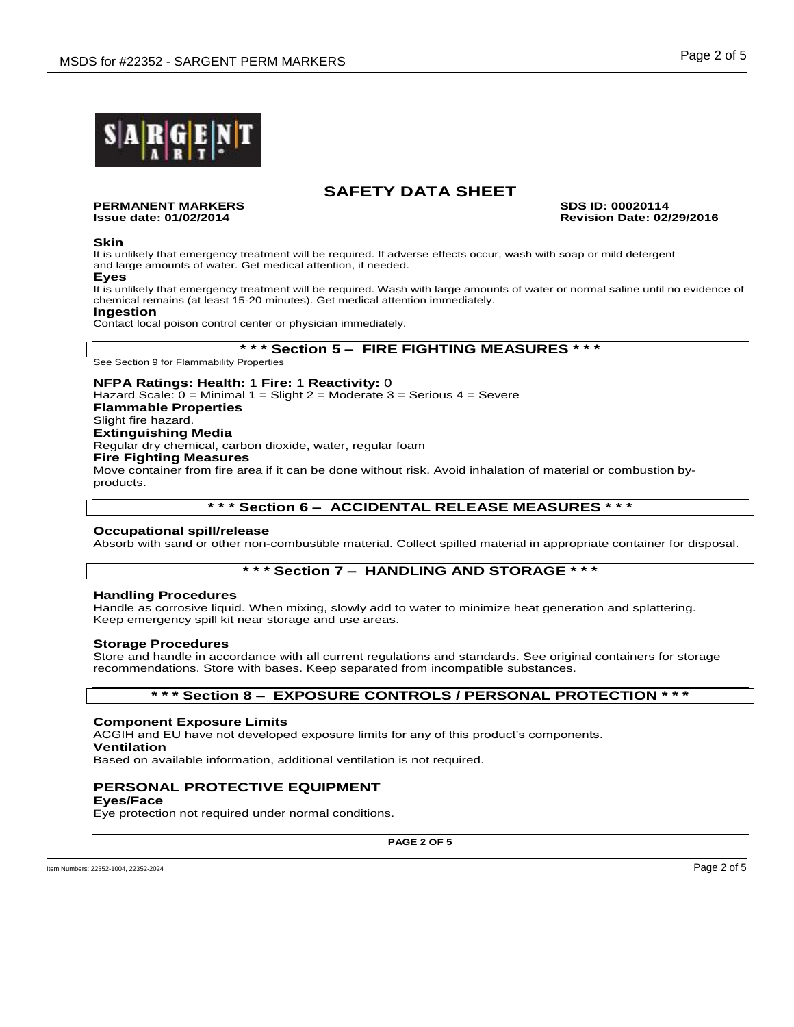# SAFETY DATA SHEET

**PERMANENT MARKERS** **SDS ID: 00020114**
**Issue date: 01/02/2014** **Revision Date: 02/29/2016**

**Skin**
It is unlikely that emergency treatment will be required. If adverse effects occur, wash with soap or mild detergent and large amounts of water. Get medical attention, if needed.

**Eyes**
It is unlikely that emergency treatment will be required. Wash with large amounts of water or normal saline until no evidence of chemical remains (at least 15-20 minutes). Get medical attention immediately.

**Ingestion**
Contact local poison control center or physician immediately.

## * * * Section 5 – FIRE FIGHTING MEASURES * * *

See Section 9 for Flammability Properties

**NFPA Ratings: Health:** 1 **Fire:** 1 **Reactivity:** 0
Hazard Scale: 0 = Minimal 1 = Slight 2 = Moderate 3 = Serious 4 = Severe

**Flammable Properties**
Slight fire hazard.

**Extinguishing Media**
Regular dry chemical, carbon dioxide, water, regular foam

**Fire Fighting Measures**
Move container from fire area if it can be done without risk. Avoid inhalation of material or combustion by-products.

## * * * Section 6 – ACCIDENTAL RELEASE MEASURES * * *

**Occupational spill/release**
Absorb with sand or other non-combustible material. Collect spilled material in appropriate container for disposal.

## * * * Section 7 – HANDLING AND STORAGE * * *

**Handling Procedures**
Handle as corrosive liquid. When mixing, slowly add to water to minimize heat generation and splattering. Keep emergency spill kit near storage and use areas.

**Storage Procedures**
Store and handle in accordance with all current regulations and standards. See original containers for storage recommendations. Store with bases. Keep separated from incompatible substances.

## * * * Section 8 – EXPOSURE CONTROLS / PERSONAL PROTECTION * * *

**Component Exposure Limits**
ACGIH and EU have not developed exposure limits for any of this product's components.

**Ventilation**
Based on available information, additional ventilation is not required.

### PERSONAL PROTECTIVE EQUIPMENT

**Eyes/Face**
Eye protection not required under normal conditions.

Item Numbers: 22352-1004, 22352-2024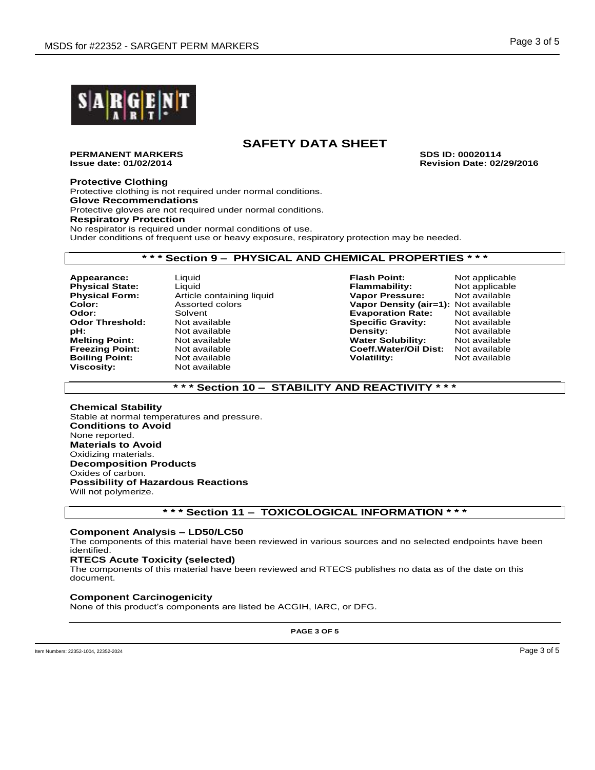# SAFETY DATA SHEET

**PERMANENT MARKERS** **SDS ID: 00020114**
**Issue date: 01/02/2014** **Revision Date: 02/29/2016**

**Protective Clothing**
Protective clothing is not required under normal conditions.
**Glove Recommendations**
Protective gloves are not required under normal conditions.
**Respiratory Protection**
No respirator is required under normal conditions of use.
Under conditions of frequent use or heavy exposure, respiratory protection may be needed.

## * * * Section 9 – PHYSICAL AND CHEMICAL PROPERTIES * * *

| | | | |
|---|---|---|---|
| **Appearance:** | Liquid | **Flash Point:** | Not applicable |
| **Physical State:** | Liquid | **Flammability:** | Not applicable |
| **Physical Form:** | Article containing liquid | **Vapor Pressure:** | Not available |
| **Color:** | Assorted colors | **Vapor Density (air=1):** | Not available |
| **Odor:** | Solvent | **Evaporation Rate:** | Not available |
| **Odor Threshold:** | Not available | **Specific Gravity:** | Not available |
| **pH:** | Not available | **Density:** | Not available |
| **Melting Point:** | Not available | **Water Solubility:** | Not available |
| **Freezing Point:** | Not available | **Coeff.Water/Oil Dist:** | Not available |
| **Boiling Point:** | Not available | **Volatility:** | Not available |
| **Viscosity:** | Not available | | |

## * * * Section 10 – STABILITY AND REACTIVITY * * *

**Chemical Stability**
Stable at normal temperatures and pressure.
**Conditions to Avoid**
None reported.
**Materials to Avoid**
Oxidizing materials.
**Decomposition Products**
Oxides of carbon.
**Possibility of Hazardous Reactions**
Will not polymerize.

## * * * Section 11 – TOXICOLOGICAL INFORMATION * * *

**Component Analysis – LD50/LC50**
The components of this material have been reviewed in various sources and no selected endpoints have been identified.
**RTECS Acute Toxicity (selected)**
The components of this material have been reviewed and RTECS publishes no data as of the date on this document.

**Component Carcinogenicity**
None of this product's components are listed be ACGIH, IARC, or DFG.

Item Numbers: 22352-1004, 22352-2024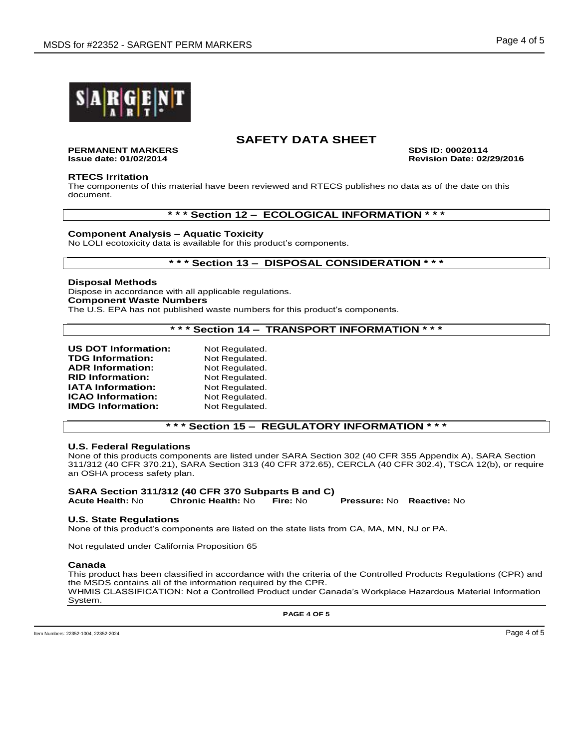# SAFETY DATA SHEET

**PERMANENT MARKERS** **SDS ID: 00020114**
**Issue date: 01/02/2014** **Revision Date: 02/29/2016**

**RTECS Irritation**
The components of this material have been reviewed and RTECS publishes no data as of the date on this document.

## * * * Section 12 – ECOLOGICAL INFORMATION * * *

**Component Analysis – Aquatic Toxicity**
No LOLI ecotoxicity data is available for this product's components.

## * * * Section 13 – DISPOSAL CONSIDERATION * * *

**Disposal Methods**
Dispose in accordance with all applicable regulations.
**Component Waste Numbers**
The U.S. EPA has not published waste numbers for this product's components.

## * * * Section 14 – TRANSPORT INFORMATION * * *

| | |
|---|---|
| **US DOT Information:** | Not Regulated. |
| **TDG Information:** | Not Regulated. |
| **ADR Information:** | Not Regulated. |
| **RID Information:** | Not Regulated. |
| **IATA Information:** | Not Regulated. |
| **ICAO Information:** | Not Regulated. |
| **IMDG Information:** | Not Regulated. |

## * * * Section 15 – REGULATORY INFORMATION * * *

**U.S. Federal Regulations**
None of this products components are listed under SARA Section 302 (40 CFR 355 Appendix A), SARA Section 311/312 (40 CFR 370.21), SARA Section 313 (40 CFR 372.65), CERCLA (40 CFR 302.4), TSCA 12(b), or require an OSHA process safety plan.

**SARA Section 311/312 (40 CFR 370 Subparts B and C)**
**Acute Health:** No **Chronic Health:** No **Fire:** No **Pressure:** No **Reactive:** No

**U.S. State Regulations**
None of this product's components are listed on the state lists from CA, MA, MN, NJ or PA.

Not regulated under California Proposition 65

**Canada**
This product has been classified in accordance with the criteria of the Controlled Products Regulations (CPR) and the MSDS contains all of the information required by the CPR.
WHMIS CLASSIFICATION: Not a Controlled Product under Canada's Workplace Hazardous Material Information System.

Item Numbers: 22352-1004, 22352-2024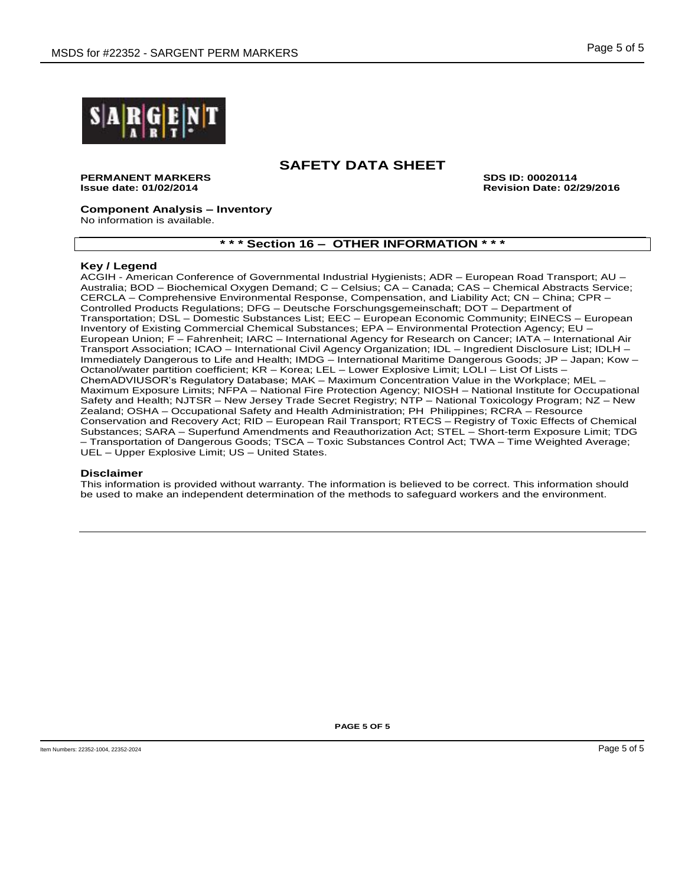# SAFETY DATA SHEET

**PERMANENT MARKERS** **SDS ID: 00020114**
**Issue date: 01/02/2014** **Revision Date: 02/29/2016**

**Component Analysis – Inventory**
No information is available.

## * * * Section 16 – OTHER INFORMATION * * *

**Key / Legend**
ACGIH - American Conference of Governmental Industrial Hygienists; ADR – European Road Transport; AU – Australia; BOD – Biochemical Oxygen Demand; C – Celsius; CA – Canada; CAS – Chemical Abstracts Service; CERCLA – Comprehensive Environmental Response, Compensation, and Liability Act; CN – China; CPR – Controlled Products Regulations; DFG – Deutsche Forschungsgemeinschaft; DOT – Department of Transportation; DSL – Domestic Substances List; EEC – European Economic Community; EINECS – European Inventory of Existing Commercial Chemical Substances; EPA – Environmental Protection Agency; EU – European Union; F – Fahrenheit; IARC – International Agency for Research on Cancer; IATA – International Air Transport Association; ICAO – International Civil Agency Organization; IDL – Ingredient Disclosure List; IDLH – Immediately Dangerous to Life and Health; IMDG – International Maritime Dangerous Goods; JP – Japan; Kow – Octanol/water partition coefficient; KR – Korea; LEL – Lower Explosive Limit; LOLI – List Of Lists – ChemADVIUSOR's Regulatory Database; MAK – Maximum Concentration Value in the Workplace; MEL – Maximum Exposure Limits; NFPA – National Fire Protection Agency; NIOSH – National Institute for Occupational Safety and Health; NJTSR – New Jersey Trade Secret Registry; NTP – National Toxicology Program; NZ – New Zealand; OSHA – Occupational Safety and Health Administration; PH Philippines; RCRA – Resource Conservation and Recovery Act; RID – European Rail Transport; RTECS – Registry of Toxic Effects of Chemical Substances; SARA – Superfund Amendments and Reauthorization Act; STEL – Short-term Exposure Limit; TDG – Transportation of Dangerous Goods; TSCA – Toxic Substances Control Act; TWA – Time Weighted Average; UEL – Upper Explosive Limit; US – United States.

**Disclaimer**
This information is provided without warranty. The information is believed to be correct. This information should be used to make an independent determination of the methods to safeguard workers and the environment.

Item Numbers: 22352-1004, 22352-2024